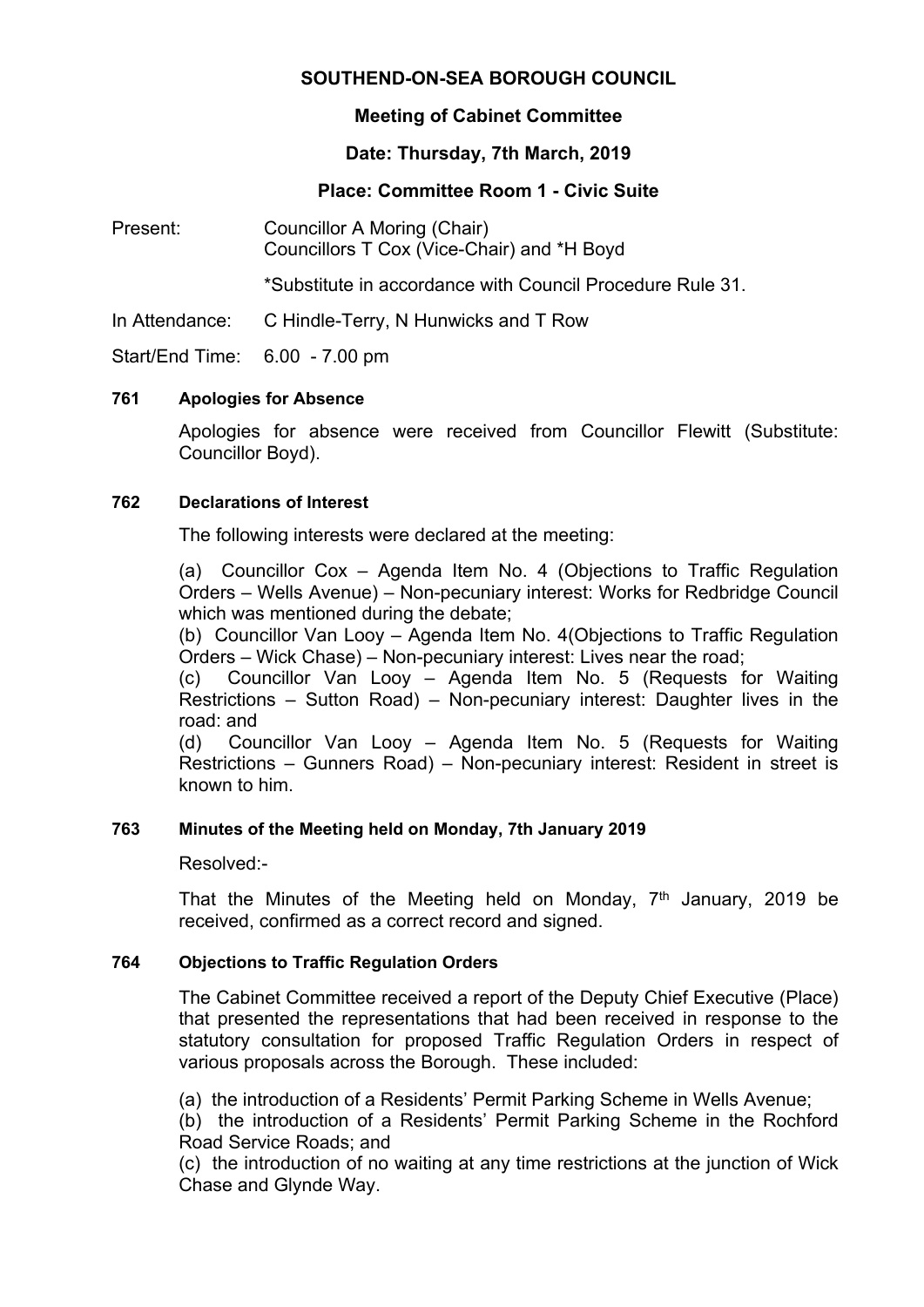# SOUTHEND-ON-SEA BOROUGH COUNCIL

## Meeting of Cabinet Committee

## Date: Thursday, 7th March, 2019

## Place: Committee Room 1 - Civic Suite

Present: Councillor A Moring (Chair)
Councillors T Cox (Vice-Chair) and *H Boyd

*Substitute in accordance with Council Procedure Rule 31.

In Attendance: C Hindle-Terry, N Hunwicks and T Row

Start/End Time: 6.00 - 7.00 pm

### 761 Apologies for Absence

Apologies for absence were received from Councillor Flewitt (Substitute: Councillor Boyd).

### 762 Declarations of Interest

The following interests were declared at the meeting:

(a) Councillor Cox – Agenda Item No. 4 (Objections to Traffic Regulation Orders – Wells Avenue) – Non-pecuniary interest: Works for Redbridge Council which was mentioned during the debate;
(b) Councillor Van Looy – Agenda Item No. 4(Objections to Traffic Regulation Orders – Wick Chase) – Non-pecuniary interest: Lives near the road;
(c) Councillor Van Looy – Agenda Item No. 5 (Requests for Waiting Restrictions – Sutton Road) – Non-pecuniary interest: Daughter lives in the road: and
(d) Councillor Van Looy – Agenda Item No. 5 (Requests for Waiting Restrictions – Gunners Road) – Non-pecuniary interest: Resident in street is known to him.

### 763 Minutes of the Meeting held on Monday, 7th January 2019

Resolved:-

That the Minutes of the Meeting held on Monday, 7th January, 2019 be received, confirmed as a correct record and signed.

### 764 Objections to Traffic Regulation Orders

The Cabinet Committee received a report of the Deputy Chief Executive (Place) that presented the representations that had been received in response to the statutory consultation for proposed Traffic Regulation Orders in respect of various proposals across the Borough. These included:

(a) the introduction of a Residents' Permit Parking Scheme in Wells Avenue;
(b) the introduction of a Residents' Permit Parking Scheme in the Rochford Road Service Roads; and
(c) the introduction of no waiting at any time restrictions at the junction of Wick Chase and Glynde Way.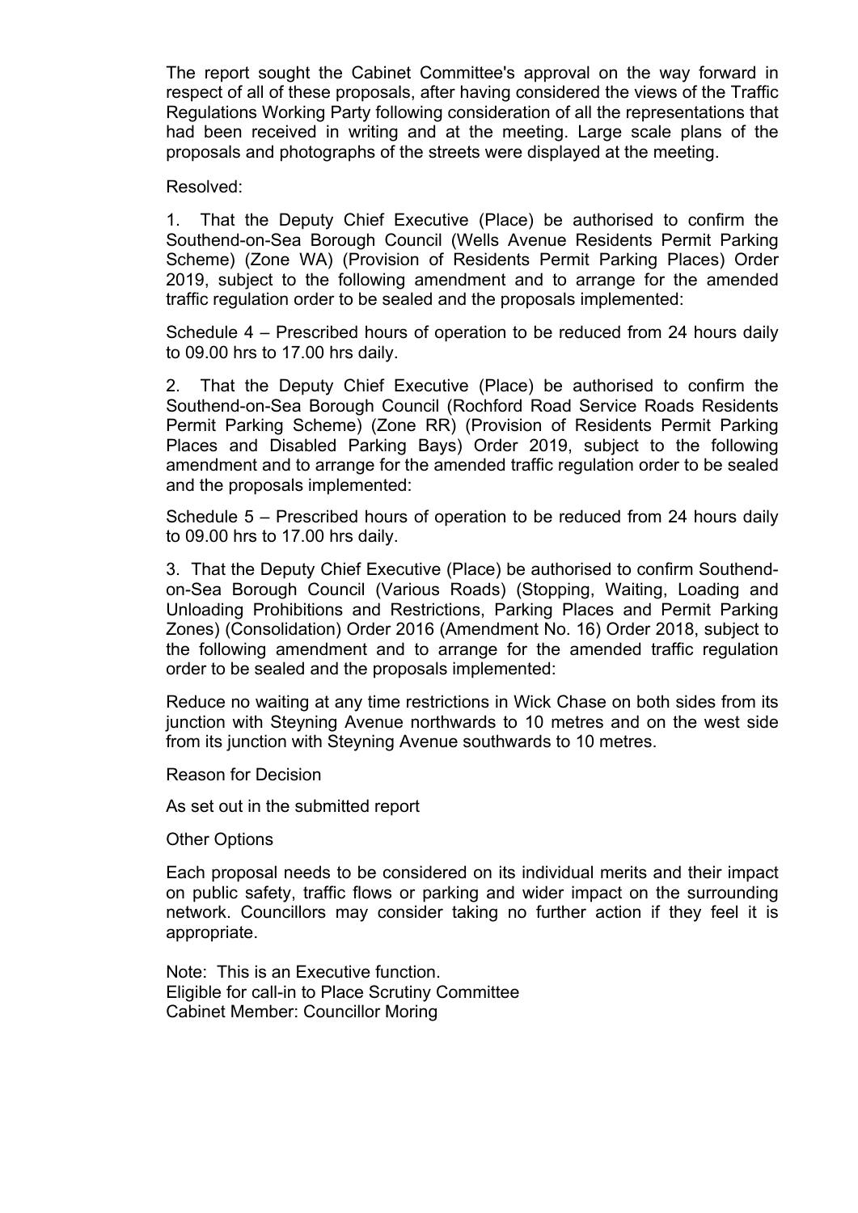The report sought the Cabinet Committee's approval on the way forward in respect of all of these proposals, after having considered the views of the Traffic Regulations Working Party following consideration of all the representations that had been received in writing and at the meeting. Large scale plans of the proposals and photographs of the streets were displayed at the meeting.

Resolved:

1. That the Deputy Chief Executive (Place) be authorised to confirm the Southend-on-Sea Borough Council (Wells Avenue Residents Permit Parking Scheme) (Zone WA) (Provision of Residents Permit Parking Places) Order 2019, subject to the following amendment and to arrange for the amended traffic regulation order to be sealed and the proposals implemented:

Schedule 4 – Prescribed hours of operation to be reduced from 24 hours daily to 09.00 hrs to 17.00 hrs daily.

2. That the Deputy Chief Executive (Place) be authorised to confirm the Southend-on-Sea Borough Council (Rochford Road Service Roads Residents Permit Parking Scheme) (Zone RR) (Provision of Residents Permit Parking Places and Disabled Parking Bays) Order 2019, subject to the following amendment and to arrange for the amended traffic regulation order to be sealed and the proposals implemented:

Schedule 5 – Prescribed hours of operation to be reduced from 24 hours daily to 09.00 hrs to 17.00 hrs daily.

3. That the Deputy Chief Executive (Place) be authorised to confirm Southend-on-Sea Borough Council (Various Roads) (Stopping, Waiting, Loading and Unloading Prohibitions and Restrictions, Parking Places and Permit Parking Zones) (Consolidation) Order 2016 (Amendment No. 16) Order 2018, subject to the following amendment and to arrange for the amended traffic regulation order to be sealed and the proposals implemented:

Reduce no waiting at any time restrictions in Wick Chase on both sides from its junction with Steyning Avenue northwards to 10 metres and on the west side from its junction with Steyning Avenue southwards to 10 metres.

Reason for Decision

As set out in the submitted report

Other Options

Each proposal needs to be considered on its individual merits and their impact on public safety, traffic flows or parking and wider impact on the surrounding network. Councillors may consider taking no further action if they feel it is appropriate.

Note: This is an Executive function.
Eligible for call-in to Place Scrutiny Committee
Cabinet Member: Councillor Moring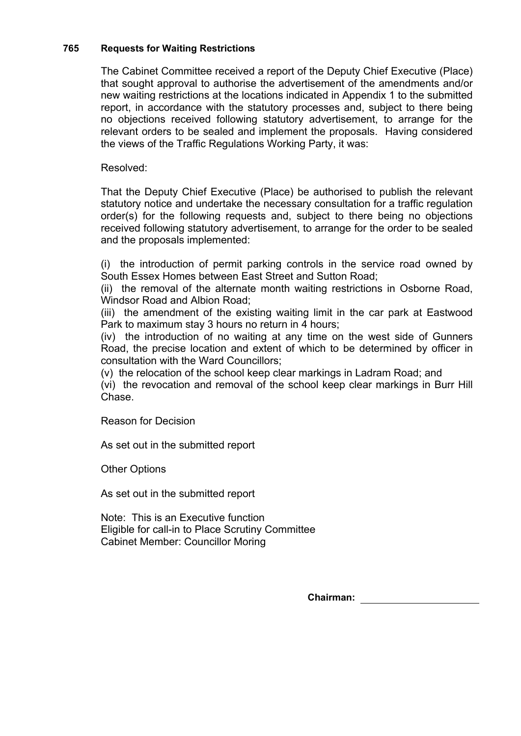## 765 Requests for Waiting Restrictions

The Cabinet Committee received a report of the Deputy Chief Executive (Place) that sought approval to authorise the advertisement of the amendments and/or new waiting restrictions at the locations indicated in Appendix 1 to the submitted report, in accordance with the statutory processes and, subject to there being no objections received following statutory advertisement, to arrange for the relevant orders to be sealed and implement the proposals. Having considered the views of the Traffic Regulations Working Party, it was:

Resolved:

That the Deputy Chief Executive (Place) be authorised to publish the relevant statutory notice and undertake the necessary consultation for a traffic regulation order(s) for the following requests and, subject to there being no objections received following statutory advertisement, to arrange for the order to be sealed and the proposals implemented:

(i) the introduction of permit parking controls in the service road owned by South Essex Homes between East Street and Sutton Road;
(ii) the removal of the alternate month waiting restrictions in Osborne Road, Windsor Road and Albion Road;
(iii) the amendment of the existing waiting limit in the car park at Eastwood Park to maximum stay 3 hours no return in 4 hours;
(iv) the introduction of no waiting at any time on the west side of Gunners Road, the precise location and extent of which to be determined by officer in consultation with the Ward Councillors;
(v) the relocation of the school keep clear markings in Ladram Road; and
(vi) the revocation and removal of the school keep clear markings in Burr Hill Chase.

Reason for Decision

As set out in the submitted report

Other Options

As set out in the submitted report

Note: This is an Executive function
Eligible for call-in to Place Scrutiny Committee
Cabinet Member: Councillor Moring

**Chairman:** ______________________